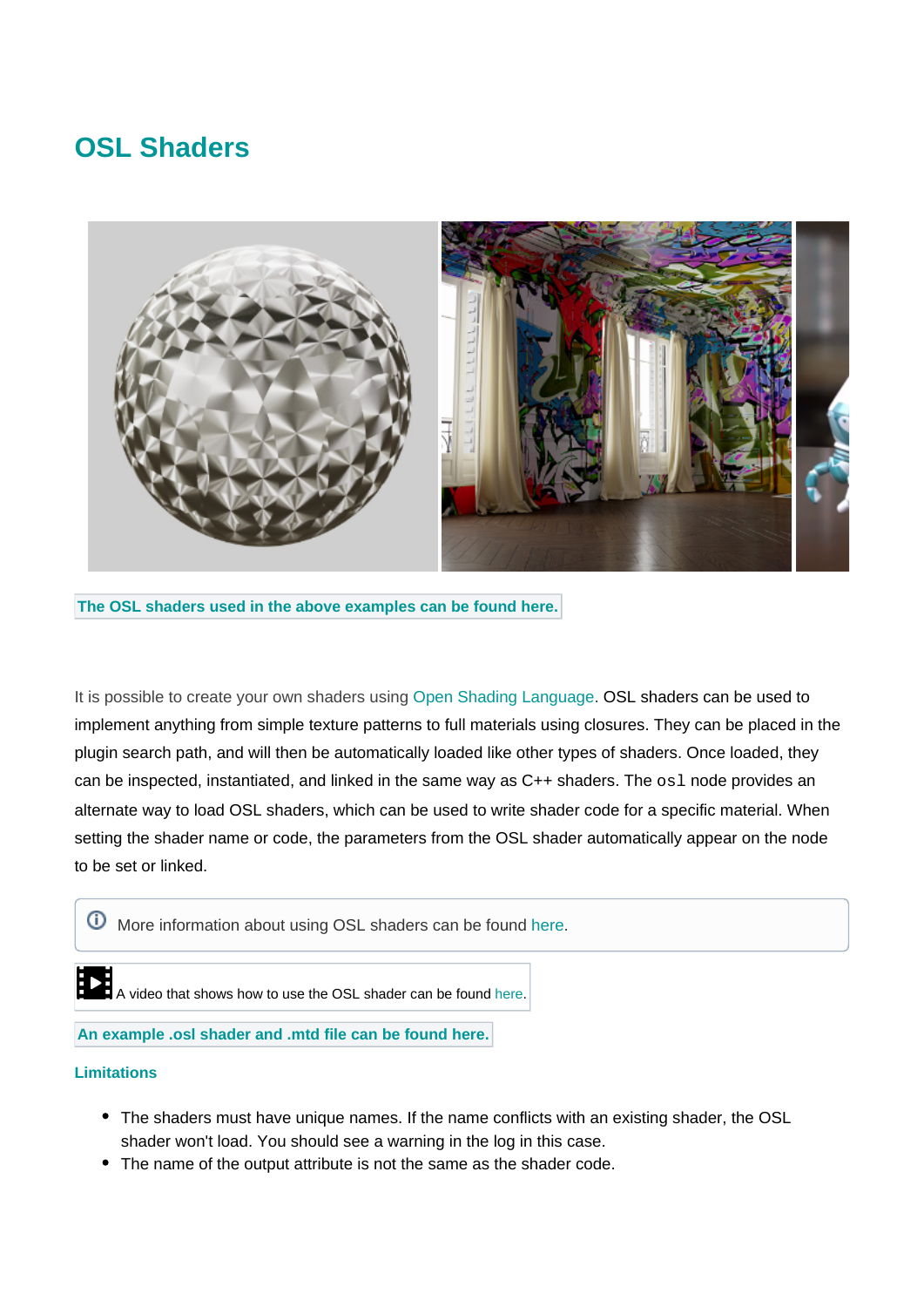# OSL Shaders

**The OSL shaders used in the above examples can be found here.**

It is possible to create your own shaders using Open Shading Language. OSL shaders can be used to implement anything from simple texture patterns to full materials using closures. They can be placed in the plugin search path, and will then be automatically loaded like other types of shaders. Once loaded, they can be inspected, instantiated, and linked in the same way as C++ shaders. The `osl` node provides an alternate way to load OSL shaders, which can be used to write shader code for a specific material. When setting the shader name or code, the parameters from the OSL shader automatically appear on the node to be set or linked.

> More information about using OSL shaders can be found here.

A video that shows how to use the OSL shader can be found here.

**An example .osl shader and .mtd file can be found here.**

#### Limitations

- The shaders must have unique names. If the name conflicts with an existing shader, the OSL shader won't load. You should see a warning in the log in this case.
- The name of the output attribute is not the same as the shader code.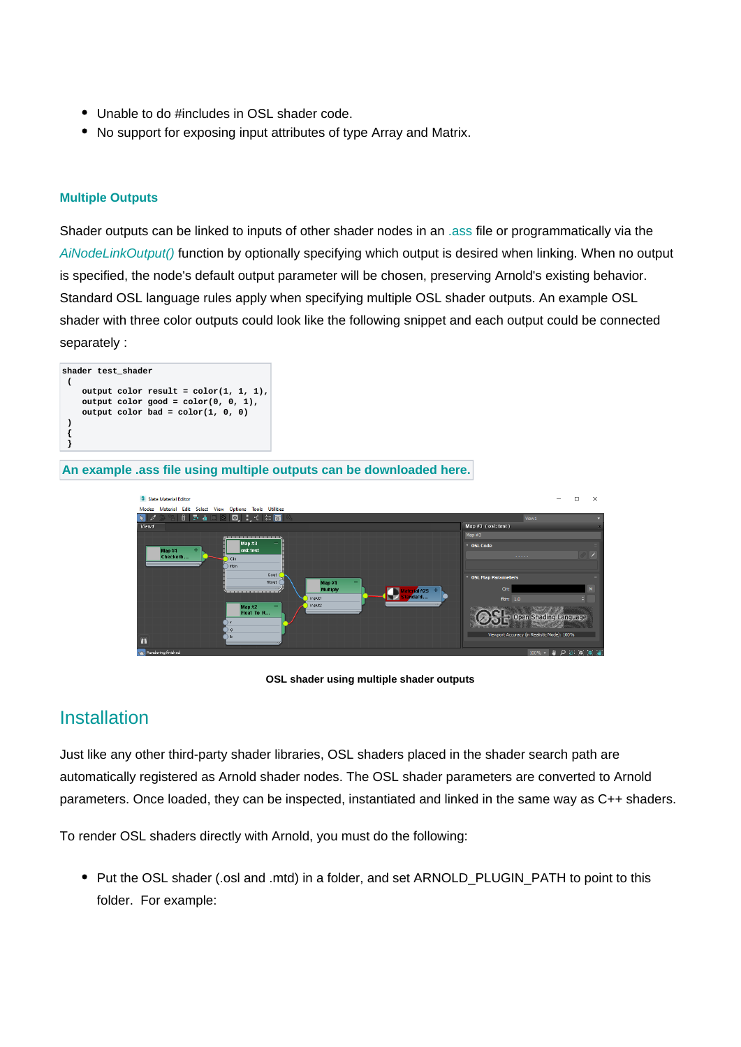- Unable to do #includes in OSL shader code.
- No support for exposing input attributes of type Array and Matrix.

### Multiple Outputs

Shader outputs can be linked to inputs of other shader nodes in an .ass file or programmatically via the *AiNodeLinkOutput()* function by optionally specifying which output is desired when linking. When no output is specified, the node's default output parameter will be chosen, preserving Arnold's existing behavior. Standard OSL language rules apply when specifying multiple OSL shader outputs. An example OSL shader with three color outputs could look like the following snippet and each output could be connected separately :

```
shader test_shader
 (
    output color result = color(1, 1, 1),
    output color good = color(0, 0, 1),
    output color bad = color(1, 0, 0)
 )
 {
 }
```

**An example .ass file using multiple outputs can be downloaded here.**

**OSL shader using multiple shader outputs**

## Installation

Just like any other third-party shader libraries, OSL shaders placed in the shader search path are automatically registered as Arnold shader nodes. The OSL shader parameters are converted to Arnold parameters. Once loaded, they can be inspected, instantiated and linked in the same way as C++ shaders.

To render OSL shaders directly with Arnold, you must do the following:

- Put the OSL shader (.osl and .mtd) in a folder, and set ARNOLD_PLUGIN_PATH to point to this folder. For example: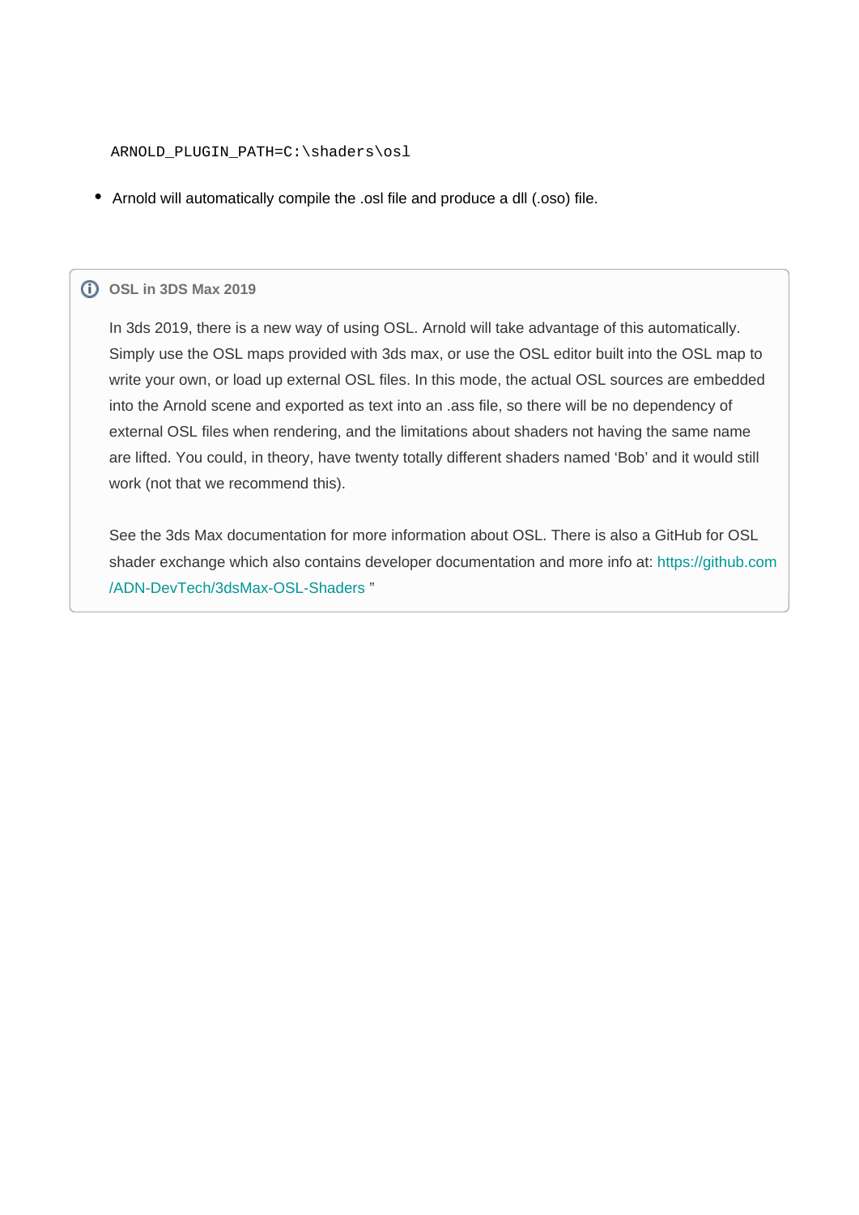```
ARNOLD_PLUGIN_PATH=C:\shaders\osl
```

- Arnold will automatically compile the .osl file and produce a dll (.oso) file.

> **OSL in 3DS Max 2019**
>
> In 3ds 2019, there is a new way of using OSL. Arnold will take advantage of this automatically. Simply use the OSL maps provided with 3ds max, or use the OSL editor built into the OSL map to write your own, or load up external OSL files. In this mode, the actual OSL sources are embedded into the Arnold scene and exported as text into an .ass file, so there will be no dependency of external OSL files when rendering, and the limitations about shaders not having the same name are lifted. You could, in theory, have twenty totally different shaders named 'Bob' and it would still work (not that we recommend this).
>
> See the 3ds Max documentation for more information about OSL. There is also a GitHub for OSL shader exchange which also contains developer documentation and more info at: https://github.com/ADN-DevTech/3dsMax-OSL-Shaders "